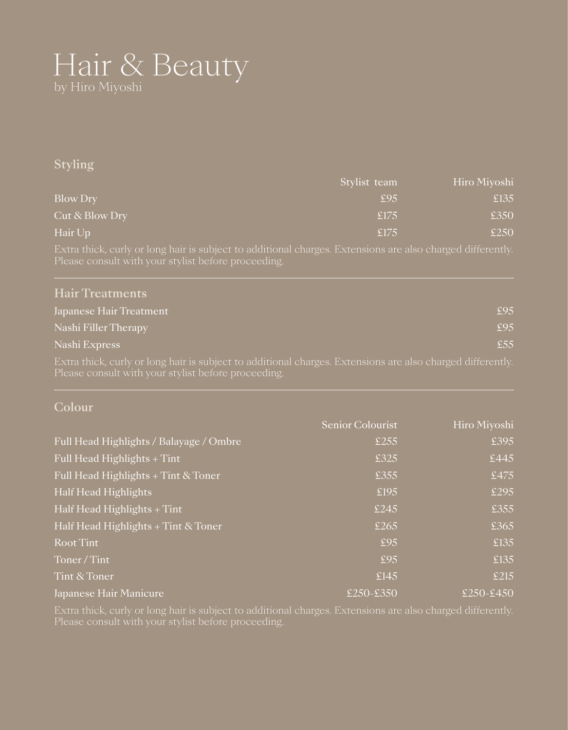# Hair & Beauty

by Hiro Miyoshi

## Styling

| | Stylist team | Hiro Miyoshi |
| --- | --- | --- |
| Blow Dry | £95 | £135 |
| Cut & Blow Dry | £175 | £350 |
| Hair Up | £175 | £250 |

Extra thick, curly or long hair is subject to additional charges. Extensions are also charged differently. Please consult with your stylist before proceeding.

---

## Hair Treatments

| | |
| --- | --- |
| Japanese Hair Treatment | £95 |
| Nashi Filler Therapy | £95 |
| Nashi Express | £55 |

Extra thick, curly or long hair is subject to additional charges. Extensions are also charged differently. Please consult with your stylist before proceeding.

---

## Colour

| | Senior Colourist | Hiro Miyoshi |
| --- | --- | --- |
| Full Head Highlights / Balayage / Ombre | £255 | £395 |
| Full Head Highlights + Tint | £325 | £445 |
| Full Head Highlights + Tint & Toner | £355 | £475 |
| Half Head Highlights | £195 | £295 |
| Half Head Highlights + Tint | £245 | £355 |
| Half Head Highlights + Tint & Toner | £265 | £365 |
| Root Tint | £95 | £135 |
| Toner / Tint | £95 | £135 |
| Tint & Toner | £145 | £215 |
| Japanese Hair Manicure | £250-£350 | £250-£450 |

Extra thick, curly or long hair is subject to additional charges. Extensions are also charged differently. Please consult with your stylist before proceeding.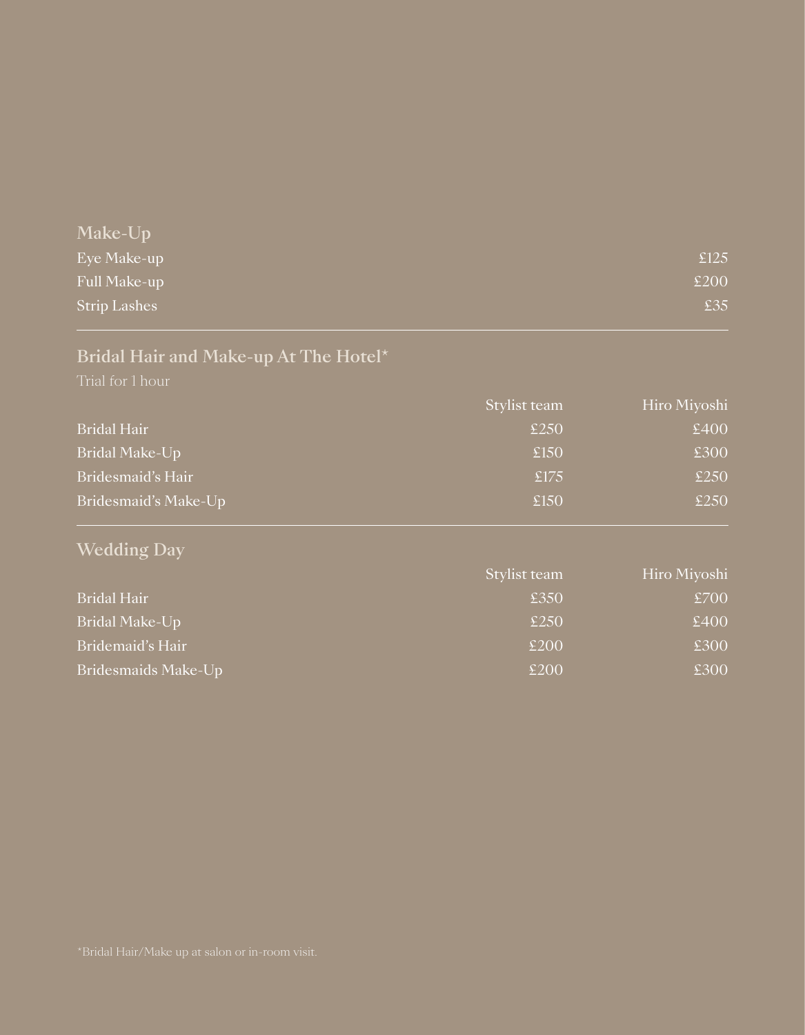## Make-Up

| | |
|---|---|
| Eye Make-up | £125 |
| Full Make-up | £200 |
| Strip Lashes | £35 |

## Bridal Hair and Make-up At The Hotel*

Trial for 1 hour

| | Stylist team | Hiro Miyoshi |
|---|---|---|
| Bridal Hair | £250 | £400 |
| Bridal Make-Up | £150 | £300 |
| Bridesmaid's Hair | £175 | £250 |
| Bridesmaid's Make-Up | £150 | £250 |

## Wedding Day

| | Stylist team | Hiro Miyoshi |
|---|---|---|
| Bridal Hair | £350 | £700 |
| Bridal Make-Up | £250 | £400 |
| Bridemaid's Hair | £200 | £300 |
| Bridesmaids Make-Up | £200 | £300 |

*Bridal Hair/Make up at salon or in-room visit.